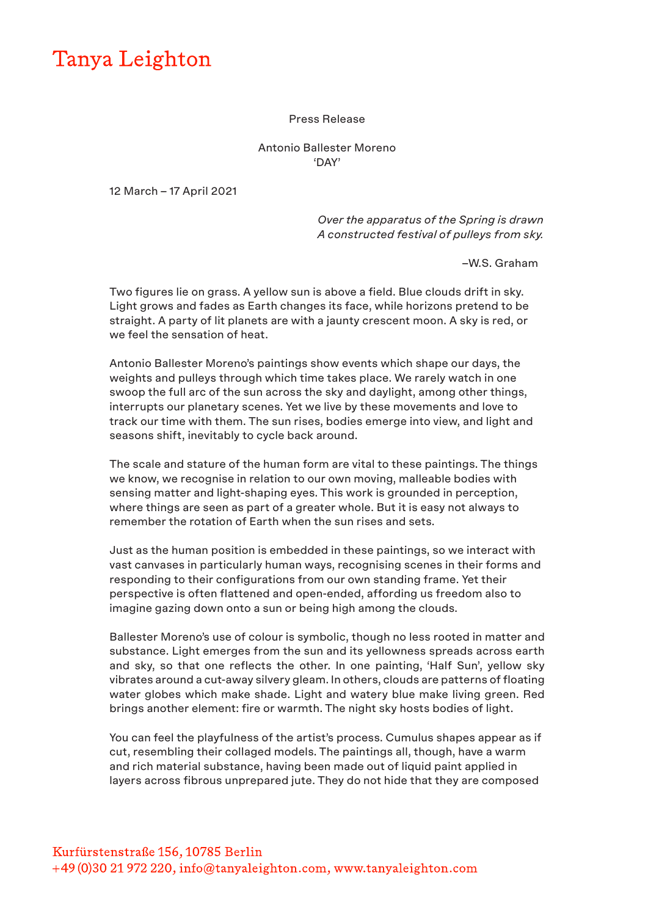# Tanya Leighton

Press Release

Antonio Ballester Moreno
'DAY'

12 March – 17 April 2021

*Over the apparatus of the Spring is drawn*
*A constructed festival of pulleys from sky.*

–W.S. Graham

Two figures lie on grass. A yellow sun is above a field. Blue clouds drift in sky. Light grows and fades as Earth changes its face, while horizons pretend to be straight. A party of lit planets are with a jaunty crescent moon. A sky is red, or we feel the sensation of heat.

Antonio Ballester Moreno's paintings show events which shape our days, the weights and pulleys through which time takes place. We rarely watch in one swoop the full arc of the sun across the sky and daylight, among other things, interrupts our planetary scenes. Yet we live by these movements and love to track our time with them. The sun rises, bodies emerge into view, and light and seasons shift, inevitably to cycle back around.

The scale and stature of the human form are vital to these paintings. The things we know, we recognise in relation to our own moving, malleable bodies with sensing matter and light-shaping eyes. This work is grounded in perception, where things are seen as part of a greater whole. But it is easy not always to remember the rotation of Earth when the sun rises and sets.

Just as the human position is embedded in these paintings, so we interact with vast canvases in particularly human ways, recognising scenes in their forms and responding to their configurations from our own standing frame. Yet their perspective is often flattened and open-ended, affording us freedom also to imagine gazing down onto a sun or being high among the clouds.

Ballester Moreno's use of colour is symbolic, though no less rooted in matter and substance. Light emerges from the sun and its yellowness spreads across earth and sky, so that one reflects the other. In one painting, 'Half Sun', yellow sky vibrates around a cut-away silvery gleam. In others, clouds are patterns of floating water globes which make shade. Light and watery blue make living green. Red brings another element: fire or warmth. The night sky hosts bodies of light.

You can feel the playfulness of the artist's process. Cumulus shapes appear as if cut, resembling their collaged models. The paintings all, though, have a warm and rich material substance, having been made out of liquid paint applied in layers across fibrous unprepared jute. They do not hide that they are composed

Kurfürstenstraße 156, 10785 Berlin
+49 (0)30 21 972 220, info@tanyaleighton.com, www.tanyaleighton.com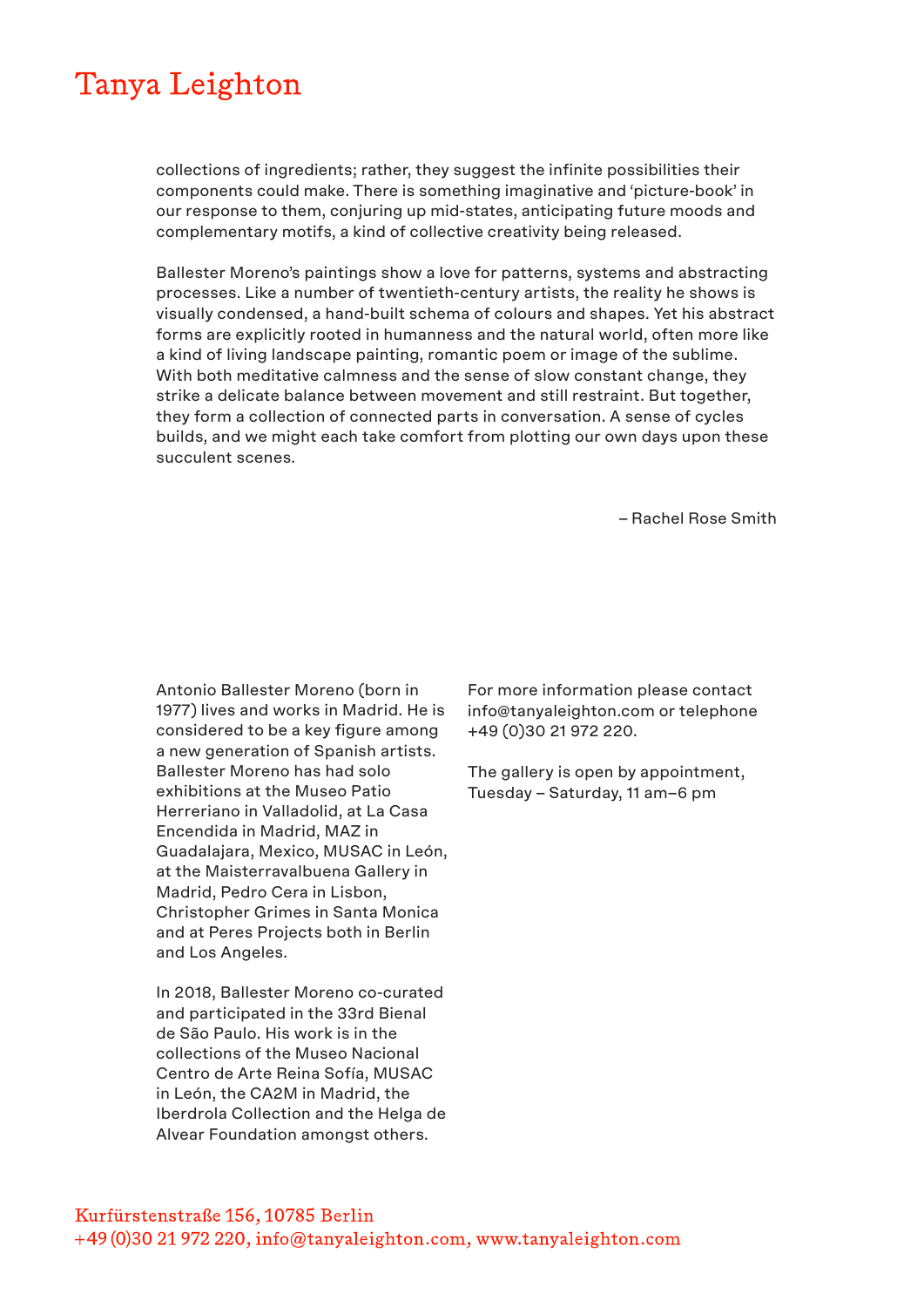collections of ingredients; rather, they suggest the infinite possibilities their components could make. There is something imaginative and 'picture-book' in our response to them, conjuring up mid-states, anticipating future moods and complementary motifs, a kind of collective creativity being released.

Ballester Moreno's paintings show a love for patterns, systems and abstracting processes. Like a number of twentieth-century artists, the reality he shows is visually condensed, a hand-built schema of colours and shapes. Yet his abstract forms are explicitly rooted in humanness and the natural world, often more like a kind of living landscape painting, romantic poem or image of the sublime. With both meditative calmness and the sense of slow constant change, they strike a delicate balance between movement and still restraint. But together, they form a collection of connected parts in conversation. A sense of cycles builds, and we might each take comfort from plotting our own days upon these succulent scenes.

– Rachel Rose Smith

Antonio Ballester Moreno (born in 1977) lives and works in Madrid. He is considered to be a key figure among a new generation of Spanish artists. Ballester Moreno has had solo exhibitions at the Museo Patio Herreriano in Valladolid, at La Casa Encendida in Madrid, MAZ in Guadalajara, Mexico, MUSAC in León, at the Maisterravalbuena Gallery in Madrid, Pedro Cera in Lisbon, Christopher Grimes in Santa Monica and at Peres Projects both in Berlin and Los Angeles.

In 2018, Ballester Moreno co-curated and participated in the 33rd Bienal de São Paulo. His work is in the collections of the Museo Nacional Centro de Arte Reina Sofía, MUSAC in León, the CA2M in Madrid, the Iberdrola Collection and the Helga de Alvear Foundation amongst others.

For more information please contact info@tanyaleighton.com or telephone +49 (0)30 21 972 220.

The gallery is open by appointment, Tuesday – Saturday, 11 am–6 pm